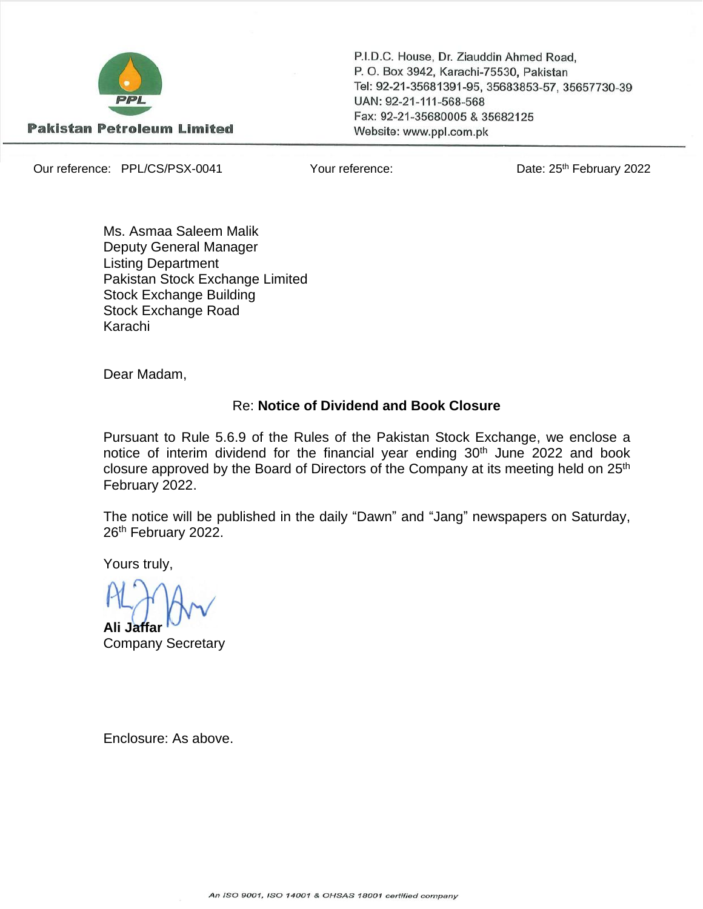**Pakistan Petroleum Limited**

P.I.D.C. House, Dr. Ziauddin Ahmed Road,
P. O. Box 3942, Karachi-75530, Pakistan
Tel: 92-21-35681391-95, 35683853-57, 35657730-39
UAN: 92-21-111-568-568
Fax: 92-21-35680005 & 35682125
Website: www.ppl.com.pk

Our reference: PPL/CS/PSX-0041 | Your reference: | Date: 25th February 2022

Ms. Asmaa Saleem Malik
Deputy General Manager
Listing Department
Pakistan Stock Exchange Limited
Stock Exchange Building
Stock Exchange Road
Karachi

Dear Madam,

Re: **Notice of Dividend and Book Closure**

Pursuant to Rule 5.6.9 of the Rules of the Pakistan Stock Exchange, we enclose a notice of interim dividend for the financial year ending 30th June 2022 and book closure approved by the Board of Directors of the Company at its meeting held on 25th February 2022.

The notice will be published in the daily "Dawn" and "Jang" newspapers on Saturday, 26th February 2022.

Yours truly,

**Ali Jaffar**
Company Secretary

Enclosure: As above.

*An ISO 9001, ISO 14001 & OHSAS 18001 certified company*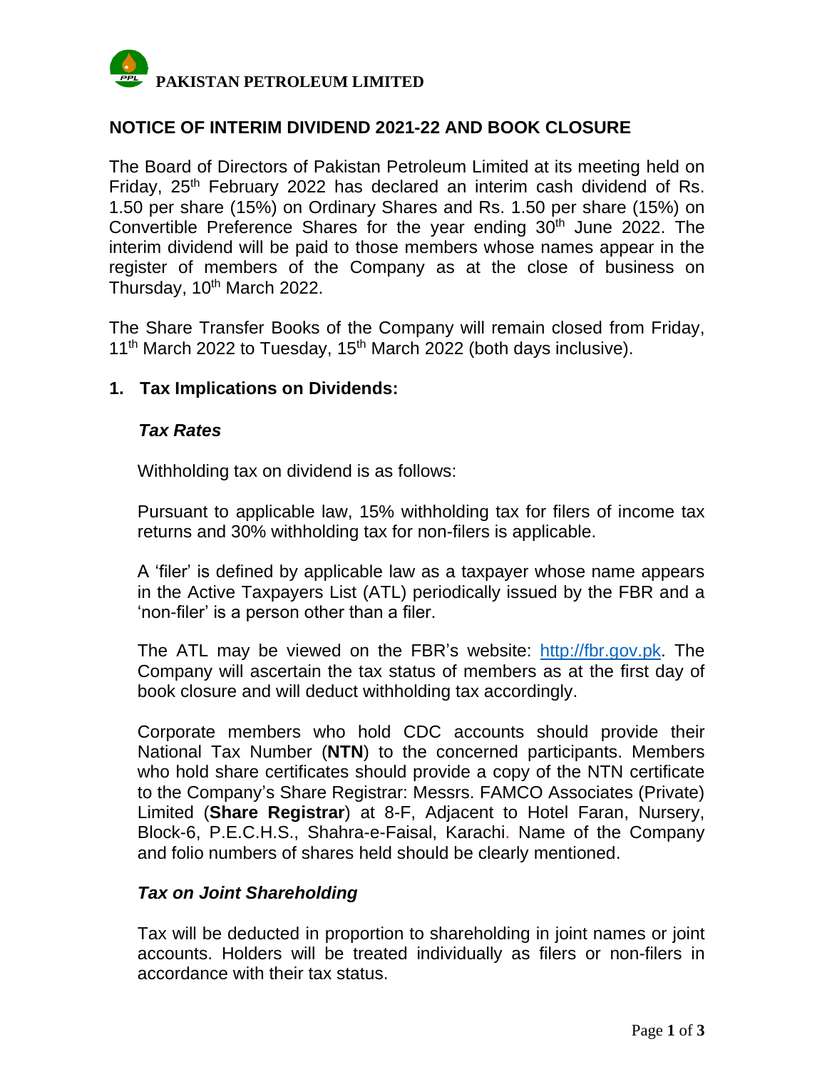**PAKISTAN PETROLEUM LIMITED**

## NOTICE OF INTERIM DIVIDEND 2021-22 AND BOOK CLOSURE

The Board of Directors of Pakistan Petroleum Limited at its meeting held on Friday, 25th February 2022 has declared an interim cash dividend of Rs. 1.50 per share (15%) on Ordinary Shares and Rs. 1.50 per share (15%) on Convertible Preference Shares for the year ending 30th June 2022. The interim dividend will be paid to those members whose names appear in the register of members of the Company as at the close of business on Thursday, 10th March 2022.

The Share Transfer Books of the Company will remain closed from Friday, 11th March 2022 to Tuesday, 15th March 2022 (both days inclusive).

### 1. Tax Implications on Dividends:

#### *Tax Rates*

Withholding tax on dividend is as follows:

Pursuant to applicable law, 15% withholding tax for filers of income tax returns and 30% withholding tax for non-filers is applicable.

A 'filer' is defined by applicable law as a taxpayer whose name appears in the Active Taxpayers List (ATL) periodically issued by the FBR and a 'non-filer' is a person other than a filer.

The ATL may be viewed on the FBR's website: [http://fbr.gov.pk](http://fbr.gov.pk). The Company will ascertain the tax status of members as at the first day of book closure and will deduct withholding tax accordingly.

Corporate members who hold CDC accounts should provide their National Tax Number (**NTN**) to the concerned participants. Members who hold share certificates should provide a copy of the NTN certificate to the Company's Share Registrar: Messrs. FAMCO Associates (Private) Limited (**Share Registrar**) at 8-F, Adjacent to Hotel Faran, Nursery, Block-6, P.E.C.H.S., Shahra-e-Faisal, Karachi. Name of the Company and folio numbers of shares held should be clearly mentioned.

#### *Tax on Joint Shareholding*

Tax will be deducted in proportion to shareholding in joint names or joint accounts. Holders will be treated individually as filers or non-filers in accordance with their tax status.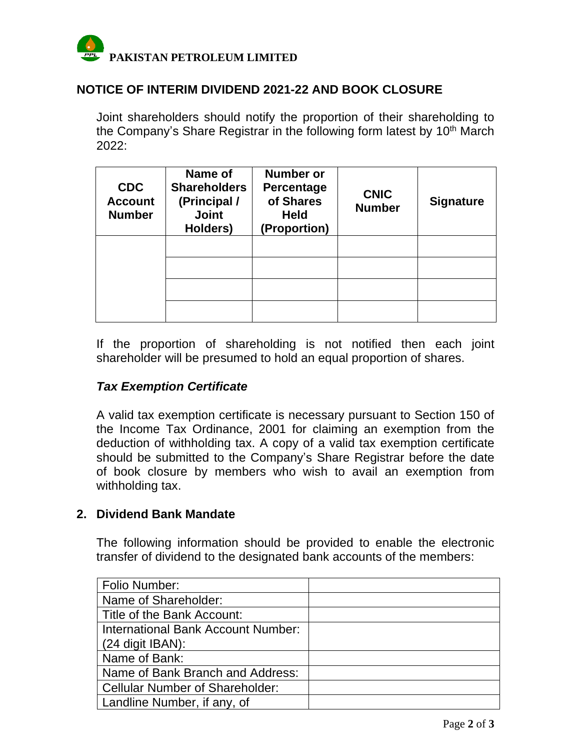**PAKISTAN PETROLEUM LIMITED**

## NOTICE OF INTERIM DIVIDEND 2021-22 AND BOOK CLOSURE

Joint shareholders should notify the proportion of their shareholding to the Company's Share Registrar in the following form latest by 10th March 2022:

| CDC Account Number | Name of Shareholders (Principal / Joint Holders) | Number or Percentage of Shares Held (Proportion) | CNIC Number | Signature |
|---|---|---|---|---|
| | | | | |
| | | | | |
| | | | | |
| | | | | |

If the proportion of shareholding is not notified then each joint shareholder will be presumed to hold an equal proportion of shares.

### *Tax Exemption Certificate*

A valid tax exemption certificate is necessary pursuant to Section 150 of the Income Tax Ordinance, 2001 for claiming an exemption from the deduction of withholding tax. A copy of a valid tax exemption certificate should be submitted to the Company's Share Registrar before the date of book closure by members who wish to avail an exemption from withholding tax.

### 2. Dividend Bank Mandate

The following information should be provided to enable the electronic transfer of dividend to the designated bank accounts of the members:

| | |
|---|---|
| Folio Number: | |
| Name of Shareholder: | |
| Title of the Bank Account: | |
| International Bank Account Number: (24 digit IBAN): | |
| Name of Bank: | |
| Name of Bank Branch and Address: | |
| Cellular Number of Shareholder: | |
| Landline Number, if any, of | |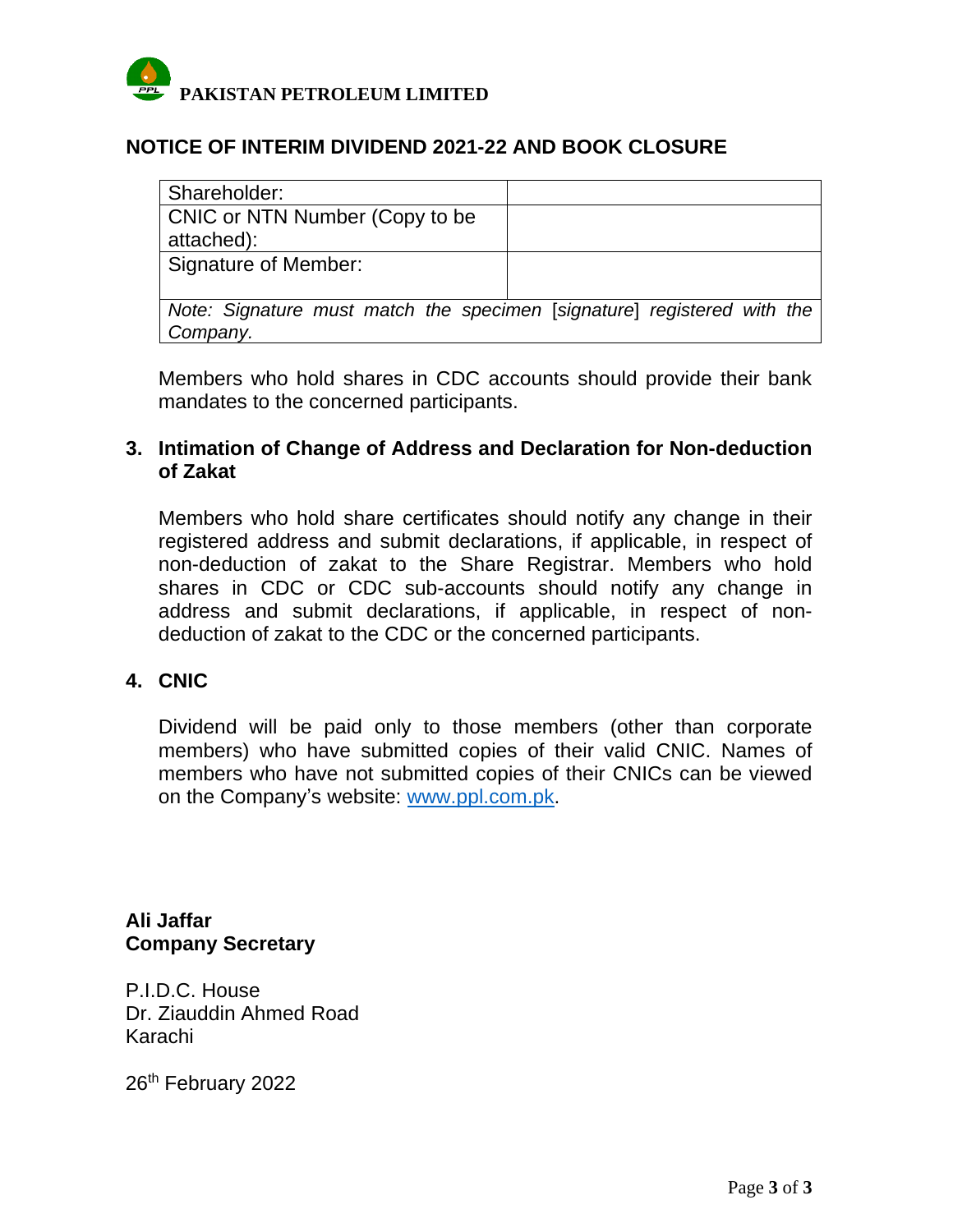**PAKISTAN PETROLEUM LIMITED**

## NOTICE OF INTERIM DIVIDEND 2021-22 AND BOOK CLOSURE

| | |
|---|---|
| Shareholder: | |
| CNIC or NTN Number (Copy to be attached): | |
| Signature of Member: | |
| *Note: Signature must match the specimen* [*signature*] *registered with the Company.* | |

Members who hold shares in CDC accounts should provide their bank mandates to the concerned participants.

### 3. Intimation of Change of Address and Declaration for Non-deduction of Zakat

Members who hold share certificates should notify any change in their registered address and submit declarations, if applicable, in respect of non-deduction of zakat to the Share Registrar. Members who hold shares in CDC or CDC sub-accounts should notify any change in address and submit declarations, if applicable, in respect of non-deduction of zakat to the CDC or the concerned participants.

### 4. CNIC

Dividend will be paid only to those members (other than corporate members) who have submitted copies of their valid CNIC. Names of members who have not submitted copies of their CNICs can be viewed on the Company's website: www.ppl.com.pk.

**Ali Jaffar**
**Company Secretary**

P.I.D.C. House
Dr. Ziauddin Ahmed Road
Karachi

26th February 2022